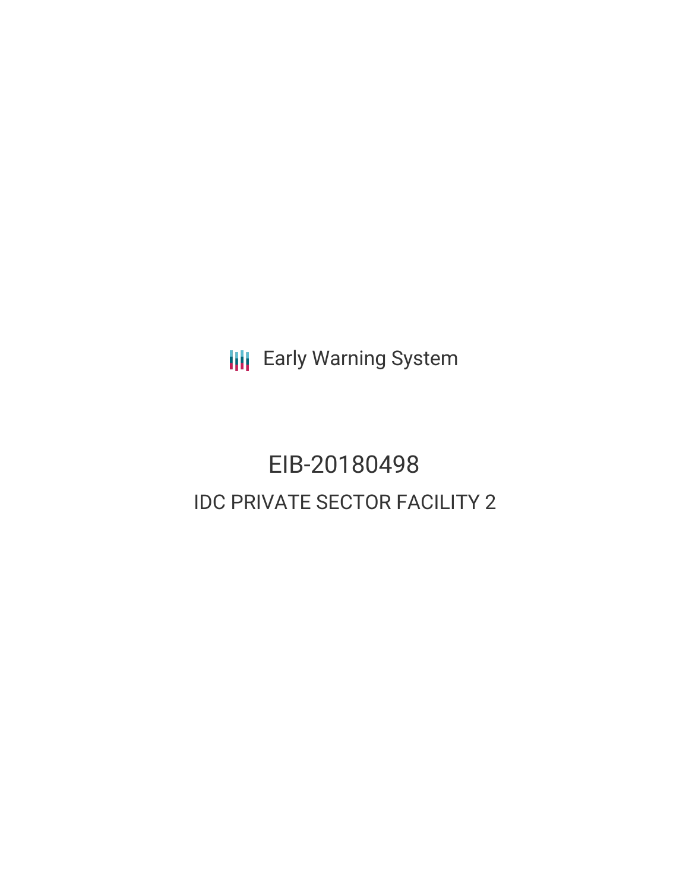Early Warning System

# EIB-20180498

## IDC PRIVATE SECTOR FACILITY 2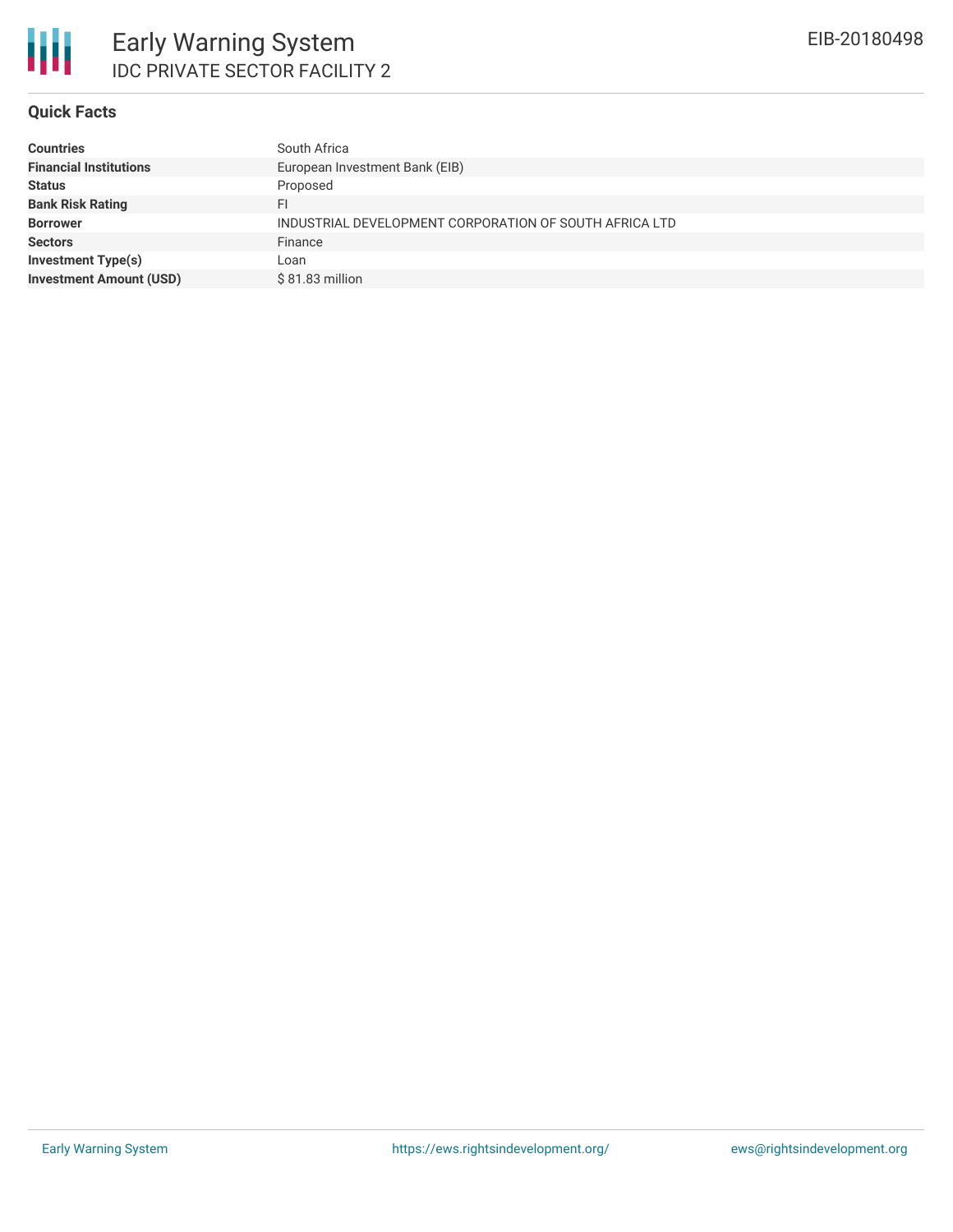# Early Warning System

## IDC PRIVATE SECTOR FACILITY 2

EIB-20180498

### Quick Facts

| | |
|---|---|
| **Countries** | South Africa |
| **Financial Institutions** | European Investment Bank (EIB) |
| **Status** | Proposed |
| **Bank Risk Rating** | FI |
| **Borrower** | INDUSTRIAL DEVELOPMENT CORPORATION OF SOUTH AFRICA LTD |
| **Sectors** | Finance |
| **Investment Type(s)** | Loan |
| **Investment Amount (USD)** | $ 81.83 million |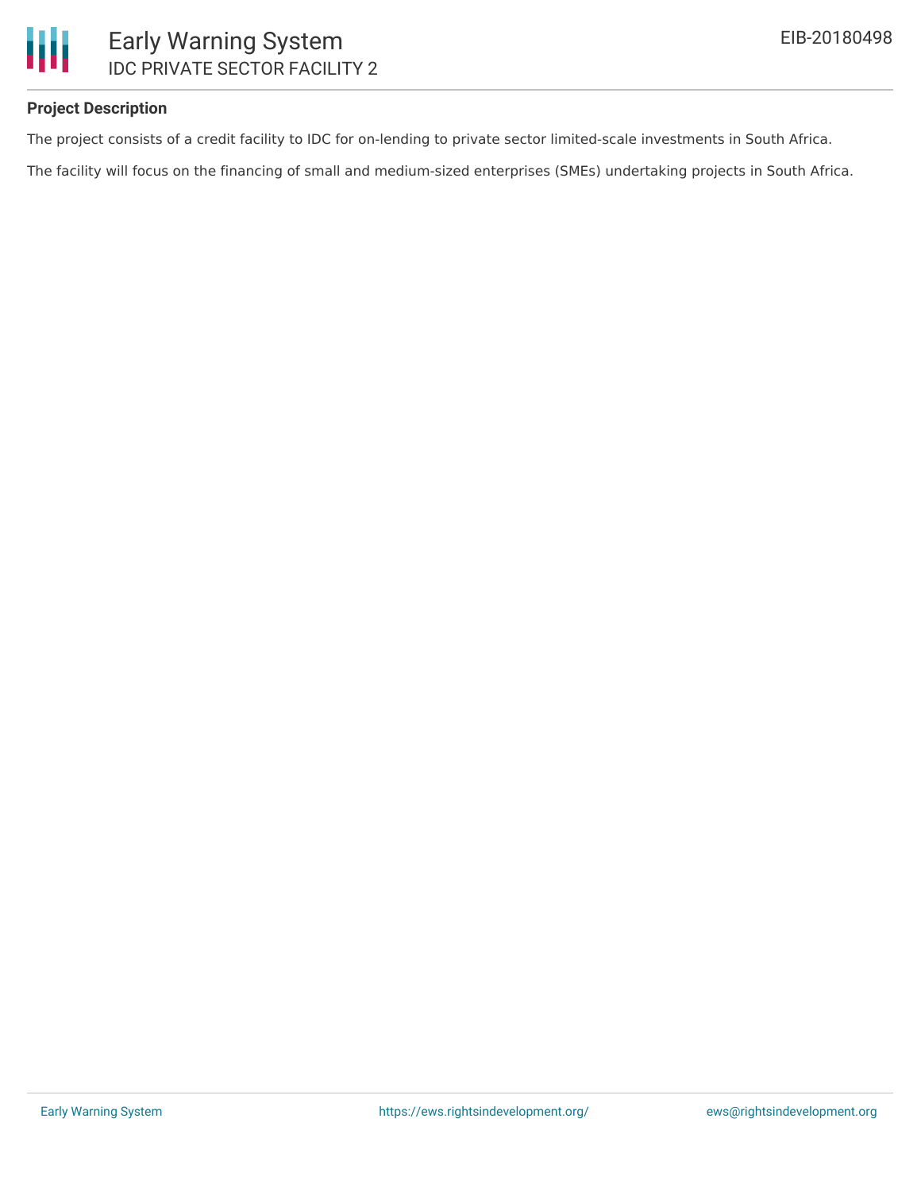**Project Description**

The project consists of a credit facility to IDC for on-lending to private sector limited-scale investments in South Africa.

The facility will focus on the financing of small and medium-sized enterprises (SMEs) undertaking projects in South Africa.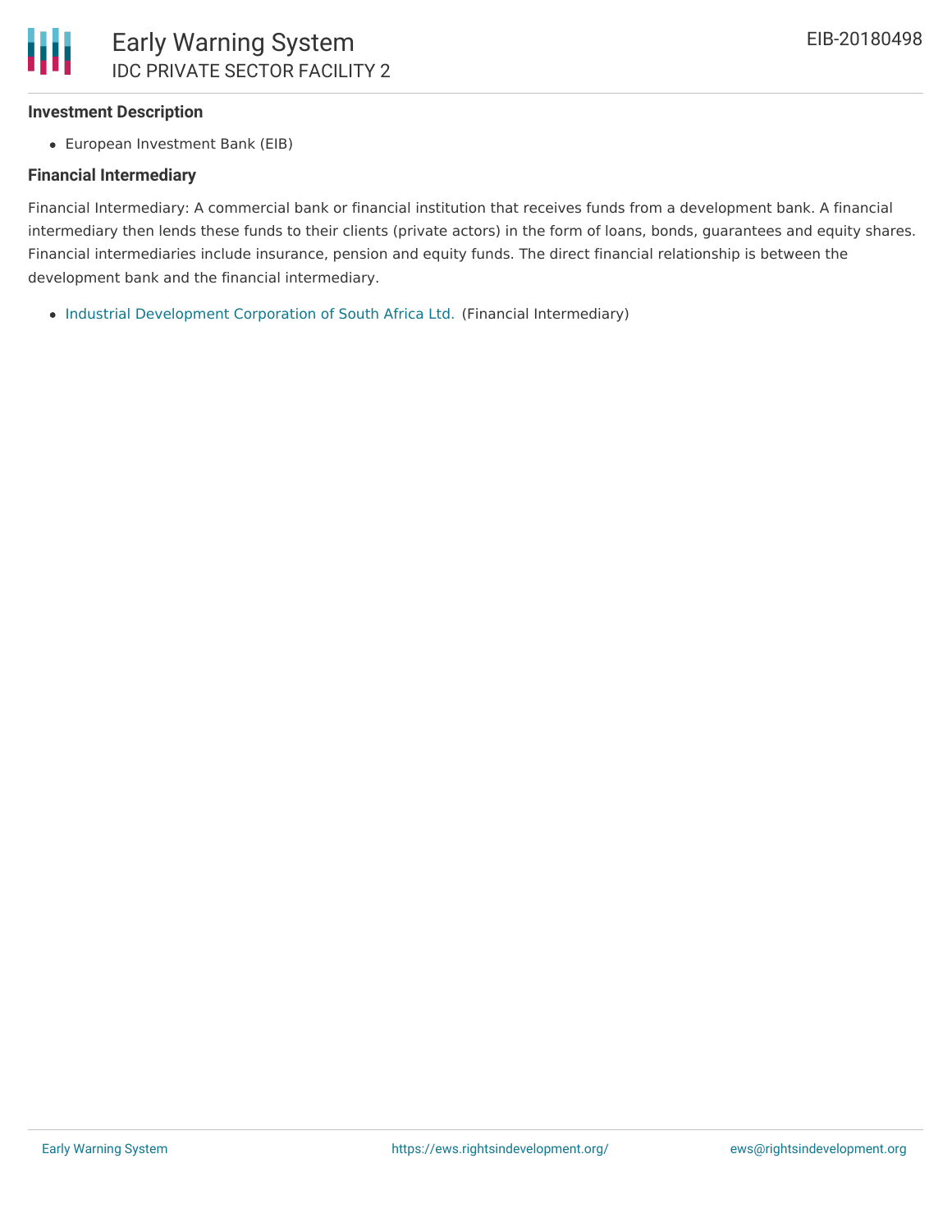### Investment Description

- European Investment Bank (EIB)

### Financial Intermediary

Financial Intermediary: A commercial bank or financial institution that receives funds from a development bank. A financial intermediary then lends these funds to their clients (private actors) in the form of loans, bonds, guarantees and equity shares. Financial intermediaries include insurance, pension and equity funds. The direct financial relationship is between the development bank and the financial intermediary.

- Industrial Development Corporation of South Africa Ltd. (Financial Intermediary)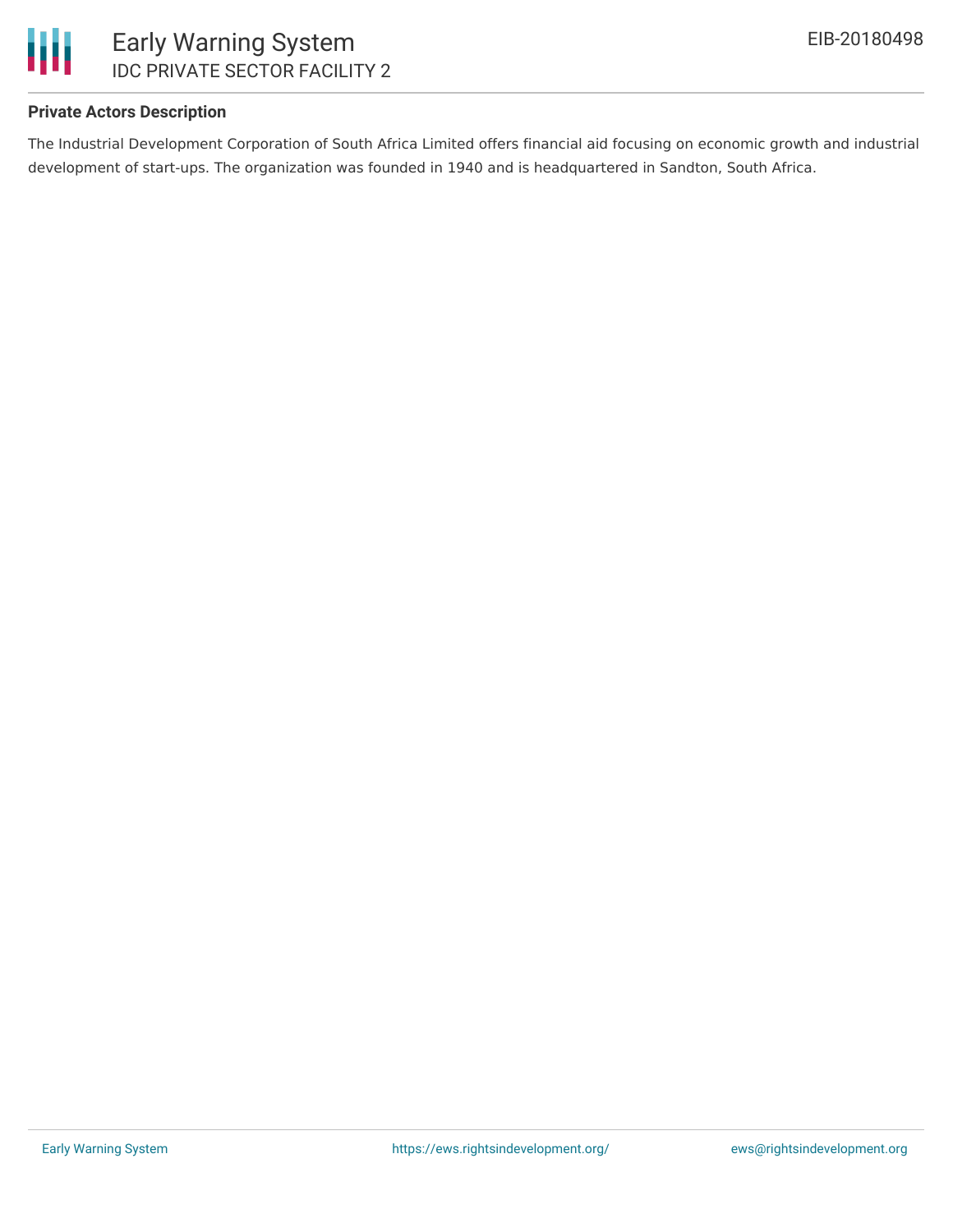#### Private Actors Description

The Industrial Development Corporation of South Africa Limited offers financial aid focusing on economic growth and industrial development of start-ups. The organization was founded in 1940 and is headquartered in Sandton, South Africa.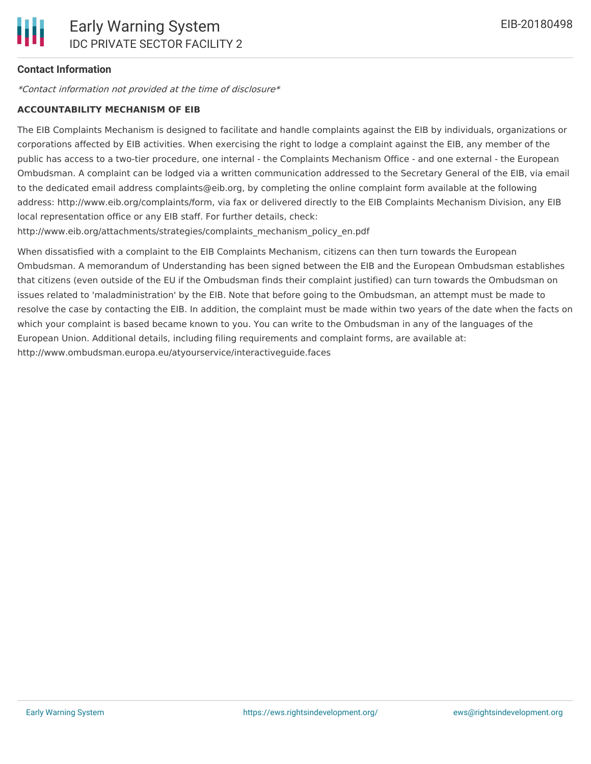### Contact Information

*\*Contact information not provided at the time of disclosure\**

**ACCOUNTABILITY MECHANISM OF EIB**

The EIB Complaints Mechanism is designed to facilitate and handle complaints against the EIB by individuals, organizations or corporations affected by EIB activities. When exercising the right to lodge a complaint against the EIB, any member of the public has access to a two-tier procedure, one internal - the Complaints Mechanism Office - and one external - the European Ombudsman. A complaint can be lodged via a written communication addressed to the Secretary General of the EIB, via email to the dedicated email address complaints@eib.org, by completing the online complaint form available at the following address: http://www.eib.org/complaints/form, via fax or delivered directly to the EIB Complaints Mechanism Division, any EIB local representation office or any EIB staff. For further details, check: http://www.eib.org/attachments/strategies/complaints_mechanism_policy_en.pdf

When dissatisfied with a complaint to the EIB Complaints Mechanism, citizens can then turn towards the European Ombudsman. A memorandum of Understanding has been signed between the EIB and the European Ombudsman establishes that citizens (even outside of the EU if the Ombudsman finds their complaint justified) can turn towards the Ombudsman on issues related to 'maladministration' by the EIB. Note that before going to the Ombudsman, an attempt must be made to resolve the case by contacting the EIB. In addition, the complaint must be made within two years of the date when the facts on which your complaint is based became known to you. You can write to the Ombudsman in any of the languages of the European Union. Additional details, including filing requirements and complaint forms, are available at: http://www.ombudsman.europa.eu/atyourservice/interactiveguide.faces